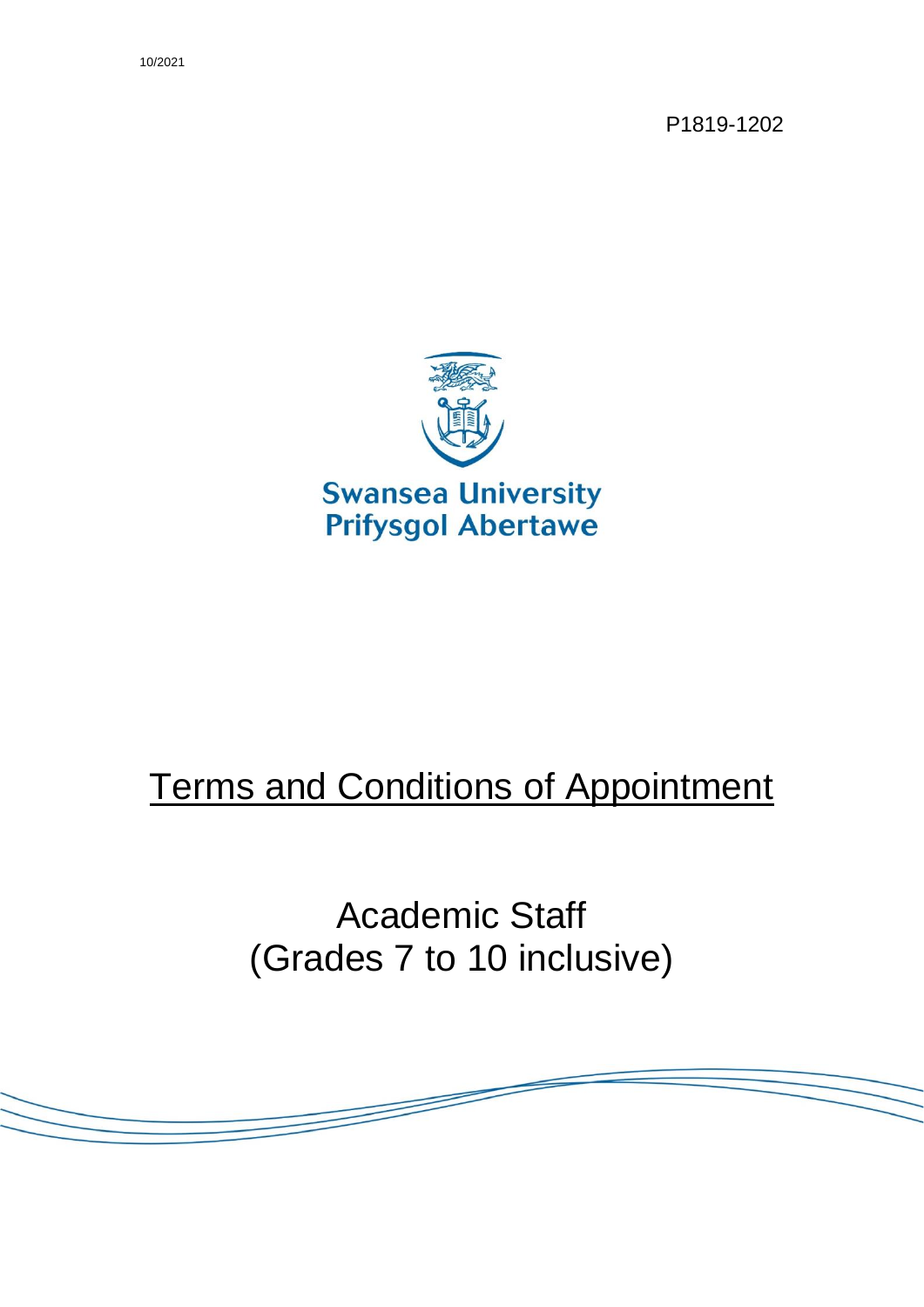10/2021

P1819-1202

Swansea University
Prifysgol Abertawe

# Terms and Conditions of Appointment

## Academic Staff
## (Grades 7 to 10 inclusive)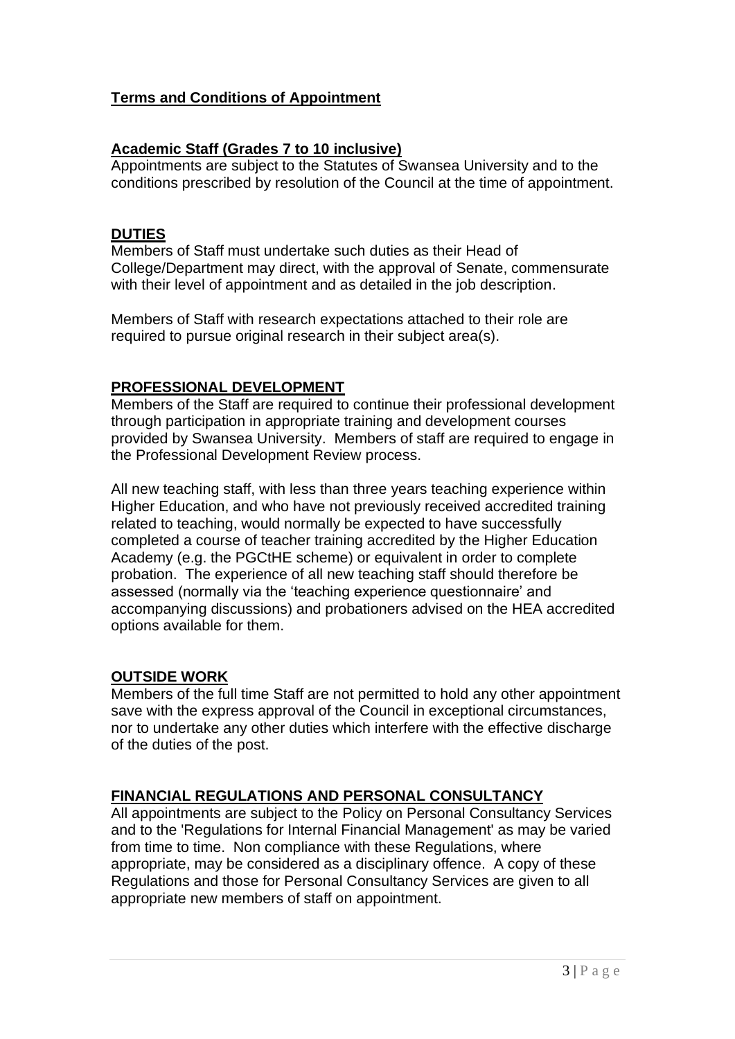## Terms and Conditions of Appointment

### Academic Staff (Grades 7 to 10 inclusive)

Appointments are subject to the Statutes of Swansea University and to the conditions prescribed by resolution of the Council at the time of appointment.

### DUTIES

Members of Staff must undertake such duties as their Head of College/Department may direct, with the approval of Senate, commensurate with their level of appointment and as detailed in the job description.

Members of Staff with research expectations attached to their role are required to pursue original research in their subject area(s).

### PROFESSIONAL DEVELOPMENT

Members of the Staff are required to continue their professional development through participation in appropriate training and development courses provided by Swansea University. Members of staff are required to engage in the Professional Development Review process.

All new teaching staff, with less than three years teaching experience within Higher Education, and who have not previously received accredited training related to teaching, would normally be expected to have successfully completed a course of teacher training accredited by the Higher Education Academy (e.g. the PGCtHE scheme) or equivalent in order to complete probation. The experience of all new teaching staff should therefore be assessed (normally via the 'teaching experience questionnaire' and accompanying discussions) and probationers advised on the HEA accredited options available for them.

### OUTSIDE WORK

Members of the full time Staff are not permitted to hold any other appointment save with the express approval of the Council in exceptional circumstances, nor to undertake any other duties which interfere with the effective discharge of the duties of the post.

### FINANCIAL REGULATIONS AND PERSONAL CONSULTANCY

All appointments are subject to the Policy on Personal Consultancy Services and to the 'Regulations for Internal Financial Management' as may be varied from time to time. Non compliance with these Regulations, where appropriate, may be considered as a disciplinary offence. A copy of these Regulations and those for Personal Consultancy Services are given to all appropriate new members of staff on appointment.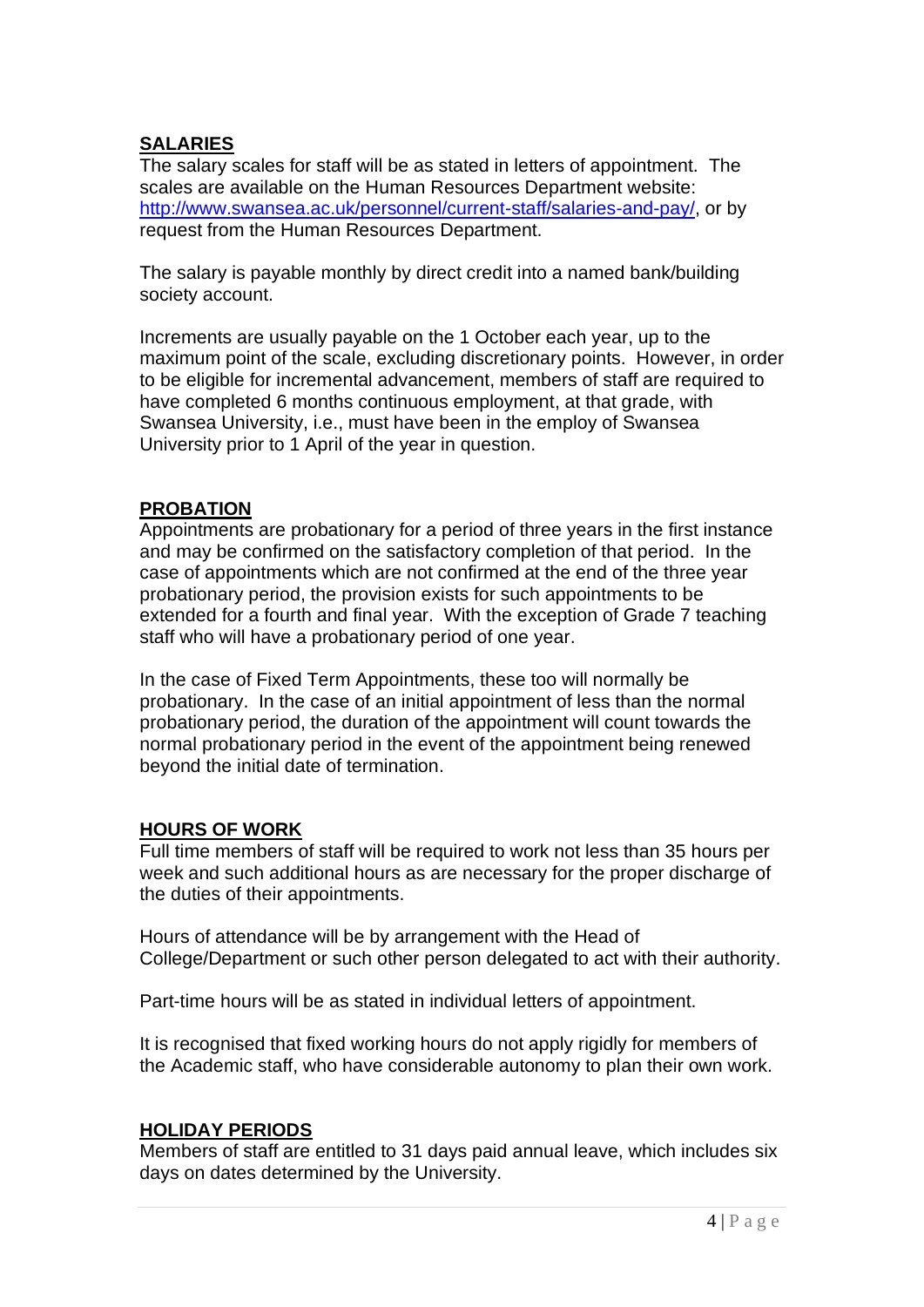## SALARIES

The salary scales for staff will be as stated in letters of appointment. The scales are available on the Human Resources Department website: [http://www.swansea.ac.uk/personnel/current-staff/salaries-and-pay/](http://www.swansea.ac.uk/personnel/current-staff/salaries-and-pay/), or by request from the Human Resources Department.

The salary is payable monthly by direct credit into a named bank/building society account.

Increments are usually payable on the 1 October each year, up to the maximum point of the scale, excluding discretionary points. However, in order to be eligible for incremental advancement, members of staff are required to have completed 6 months continuous employment, at that grade, with Swansea University, i.e., must have been in the employ of Swansea University prior to 1 April of the year in question.

## PROBATION

Appointments are probationary for a period of three years in the first instance and may be confirmed on the satisfactory completion of that period. In the case of appointments which are not confirmed at the end of the three year probationary period, the provision exists for such appointments to be extended for a fourth and final year. With the exception of Grade 7 teaching staff who will have a probationary period of one year.

In the case of Fixed Term Appointments, these too will normally be probationary. In the case of an initial appointment of less than the normal probationary period, the duration of the appointment will count towards the normal probationary period in the event of the appointment being renewed beyond the initial date of termination.

## HOURS OF WORK

Full time members of staff will be required to work not less than 35 hours per week and such additional hours as are necessary for the proper discharge of the duties of their appointments.

Hours of attendance will be by arrangement with the Head of College/Department or such other person delegated to act with their authority.

Part-time hours will be as stated in individual letters of appointment.

It is recognised that fixed working hours do not apply rigidly for members of the Academic staff, who have considerable autonomy to plan their own work.

## HOLIDAY PERIODS

Members of staff are entitled to 31 days paid annual leave, which includes six days on dates determined by the University.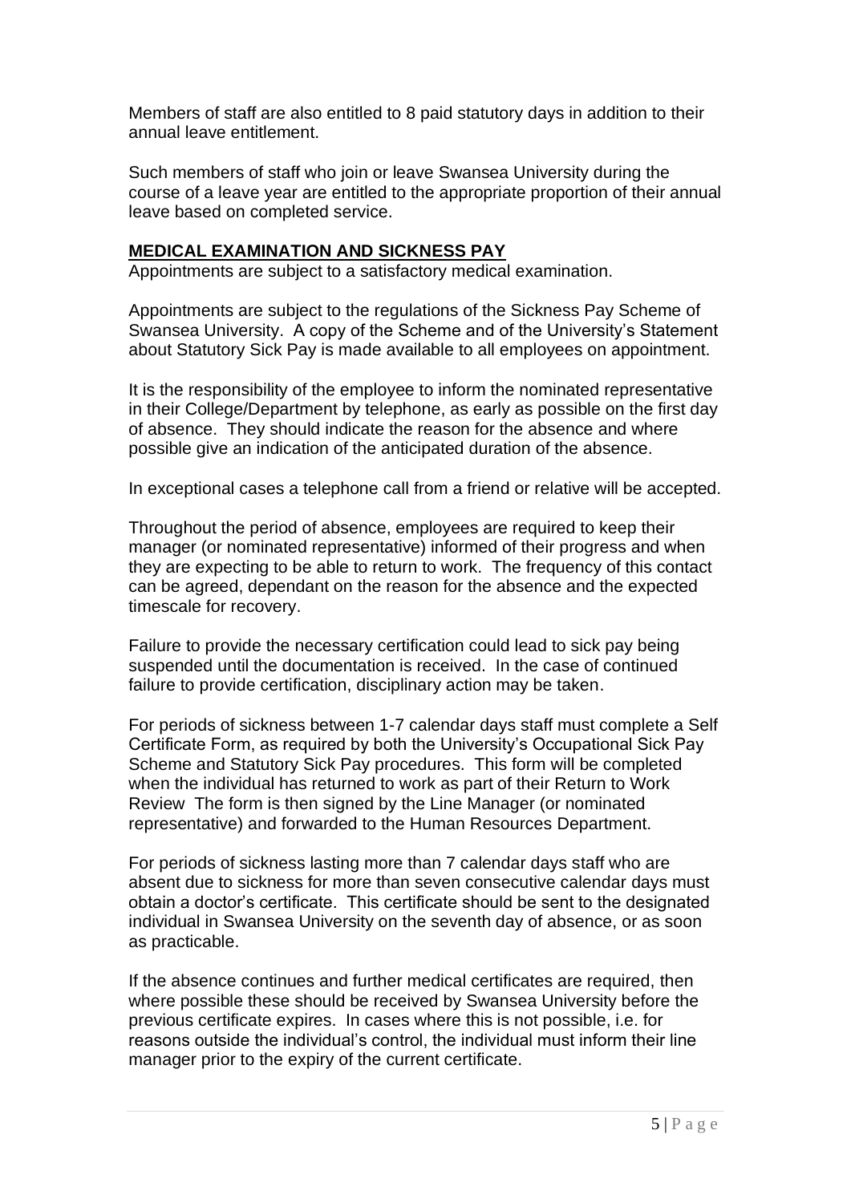Members of staff are also entitled to 8 paid statutory days in addition to their annual leave entitlement.

Such members of staff who join or leave Swansea University during the course of a leave year are entitled to the appropriate proportion of their annual leave based on completed service.

## MEDICAL EXAMINATION AND SICKNESS PAY

Appointments are subject to a satisfactory medical examination.

Appointments are subject to the regulations of the Sickness Pay Scheme of Swansea University. A copy of the Scheme and of the University's Statement about Statutory Sick Pay is made available to all employees on appointment.

It is the responsibility of the employee to inform the nominated representative in their College/Department by telephone, as early as possible on the first day of absence. They should indicate the reason for the absence and where possible give an indication of the anticipated duration of the absence.

In exceptional cases a telephone call from a friend or relative will be accepted.

Throughout the period of absence, employees are required to keep their manager (or nominated representative) informed of their progress and when they are expecting to be able to return to work. The frequency of this contact can be agreed, dependant on the reason for the absence and the expected timescale for recovery.

Failure to provide the necessary certification could lead to sick pay being suspended until the documentation is received. In the case of continued failure to provide certification, disciplinary action may be taken.

For periods of sickness between 1-7 calendar days staff must complete a Self Certificate Form, as required by both the University's Occupational Sick Pay Scheme and Statutory Sick Pay procedures. This form will be completed when the individual has returned to work as part of their Return to Work Review The form is then signed by the Line Manager (or nominated representative) and forwarded to the Human Resources Department.

For periods of sickness lasting more than 7 calendar days staff who are absent due to sickness for more than seven consecutive calendar days must obtain a doctor's certificate. This certificate should be sent to the designated individual in Swansea University on the seventh day of absence, or as soon as practicable.

If the absence continues and further medical certificates are required, then where possible these should be received by Swansea University before the previous certificate expires. In cases where this is not possible, i.e. for reasons outside the individual's control, the individual must inform their line manager prior to the expiry of the current certificate.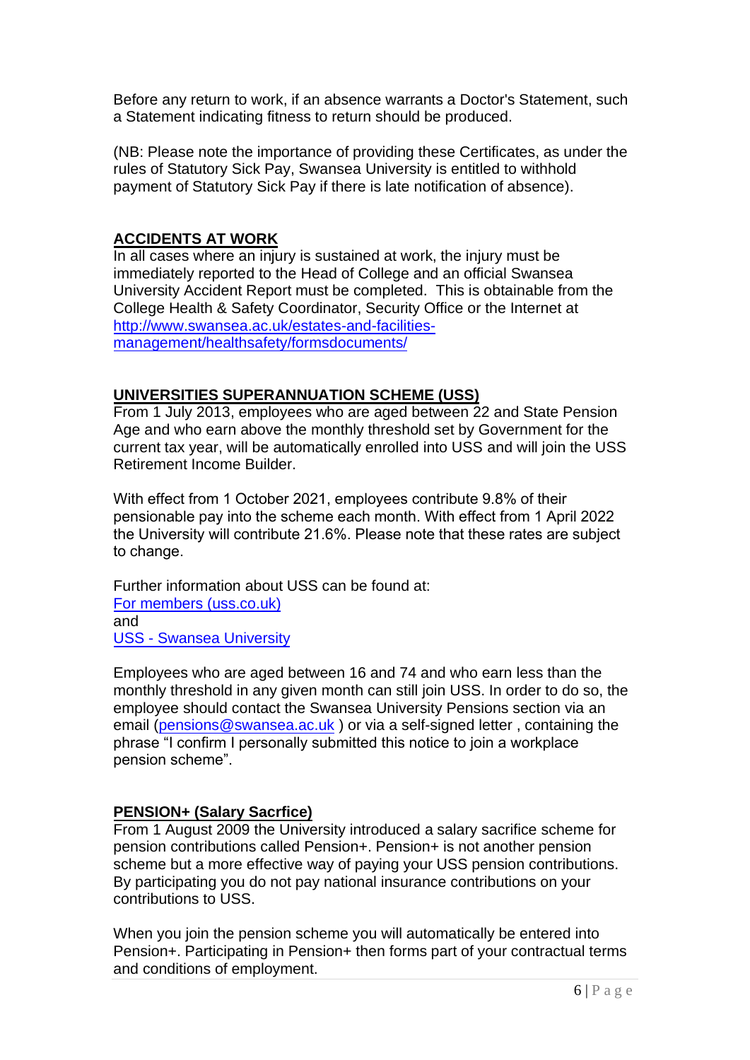Before any return to work, if an absence warrants a Doctor's Statement, such a Statement indicating fitness to return should be produced.

(NB: Please note the importance of providing these Certificates, as under the rules of Statutory Sick Pay, Swansea University is entitled to withhold payment of Statutory Sick Pay if there is late notification of absence).

## ACCIDENTS AT WORK

In all cases where an injury is sustained at work, the injury must be immediately reported to the Head of College and an official Swansea University Accident Report must be completed. This is obtainable from the College Health & Safety Coordinator, Security Office or the Internet at [http://www.swansea.ac.uk/estates-and-facilities-management/healthsafety/formsdocuments/](http://www.swansea.ac.uk/estates-and-facilities-management/healthsafety/formsdocuments/)

## UNIVERSITIES SUPERANNUATION SCHEME (USS)

From 1 July 2013, employees who are aged between 22 and State Pension Age and who earn above the monthly threshold set by Government for the current tax year, will be automatically enrolled into USS and will join the USS Retirement Income Builder.

With effect from 1 October 2021, employees contribute 9.8% of their pensionable pay into the scheme each month. With effect from 1 April 2022 the University will contribute 21.6%. Please note that these rates are subject to change.

Further information about USS can be found at:
For members (uss.co.uk)
and
USS - Swansea University

Employees who are aged between 16 and 74 and who earn less than the monthly threshold in any given month can still join USS. In order to do so, the employee should contact the Swansea University Pensions section via an email (pensions@swansea.ac.uk ) or via a self-signed letter , containing the phrase "I confirm I personally submitted this notice to join a workplace pension scheme".

## PENSION+ (Salary Sacrfice)

From 1 August 2009 the University introduced a salary sacrifice scheme for pension contributions called Pension+. Pension+ is not another pension scheme but a more effective way of paying your USS pension contributions. By participating you do not pay national insurance contributions on your contributions to USS.

When you join the pension scheme you will automatically be entered into Pension+. Participating in Pension+ then forms part of your contractual terms and conditions of employment.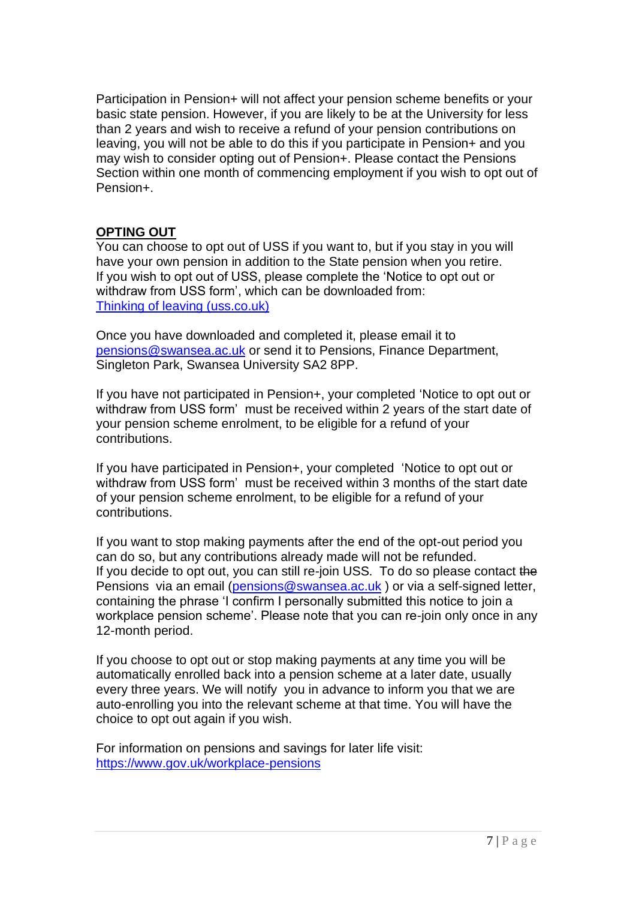Participation in Pension+ will not affect your pension scheme benefits or your basic state pension. However, if you are likely to be at the University for less than 2 years and wish to receive a refund of your pension contributions on leaving, you will not be able to do this if you participate in Pension+ and you may wish to consider opting out of Pension+. Please contact the Pensions Section within one month of commencing employment if you wish to opt out of Pension+.

## OPTING OUT

You can choose to opt out of USS if you want to, but if you stay in you will have your own pension in addition to the State pension when you retire. If you wish to opt out of USS, please complete the 'Notice to opt out or withdraw from USS form', which can be downloaded from: [Thinking of leaving (uss.co.uk)](https://www.uss.co.uk)

Once you have downloaded and completed it, please email it to [pensions@swansea.ac.uk](mailto:pensions@swansea.ac.uk) or send it to Pensions, Finance Department, Singleton Park, Swansea University SA2 8PP.

If you have not participated in Pension+, your completed 'Notice to opt out or withdraw from USS form' must be received within 2 years of the start date of your pension scheme enrolment, to be eligible for a refund of your contributions.

If you have participated in Pension+, your completed 'Notice to opt out or withdraw from USS form' must be received within 3 months of the start date of your pension scheme enrolment, to be eligible for a refund of your contributions.

If you want to stop making payments after the end of the opt-out period you can do so, but any contributions already made will not be refunded. If you decide to opt out, you can still re-join USS. To do so please contact ~~the~~ Pensions via an email ([pensions@swansea.ac.uk](mailto:pensions@swansea.ac.uk) ) or via a self-signed letter, containing the phrase 'I confirm I personally submitted this notice to join a workplace pension scheme'. Please note that you can re-join only once in any 12-month period.

If you choose to opt out or stop making payments at any time you will be automatically enrolled back into a pension scheme at a later date, usually every three years. We will notify you in advance to inform you that we are auto-enrolling you into the relevant scheme at that time. You will have the choice to opt out again if you wish.

For information on pensions and savings for later life visit: [https://www.gov.uk/workplace-pensions](https://www.gov.uk/workplace-pensions)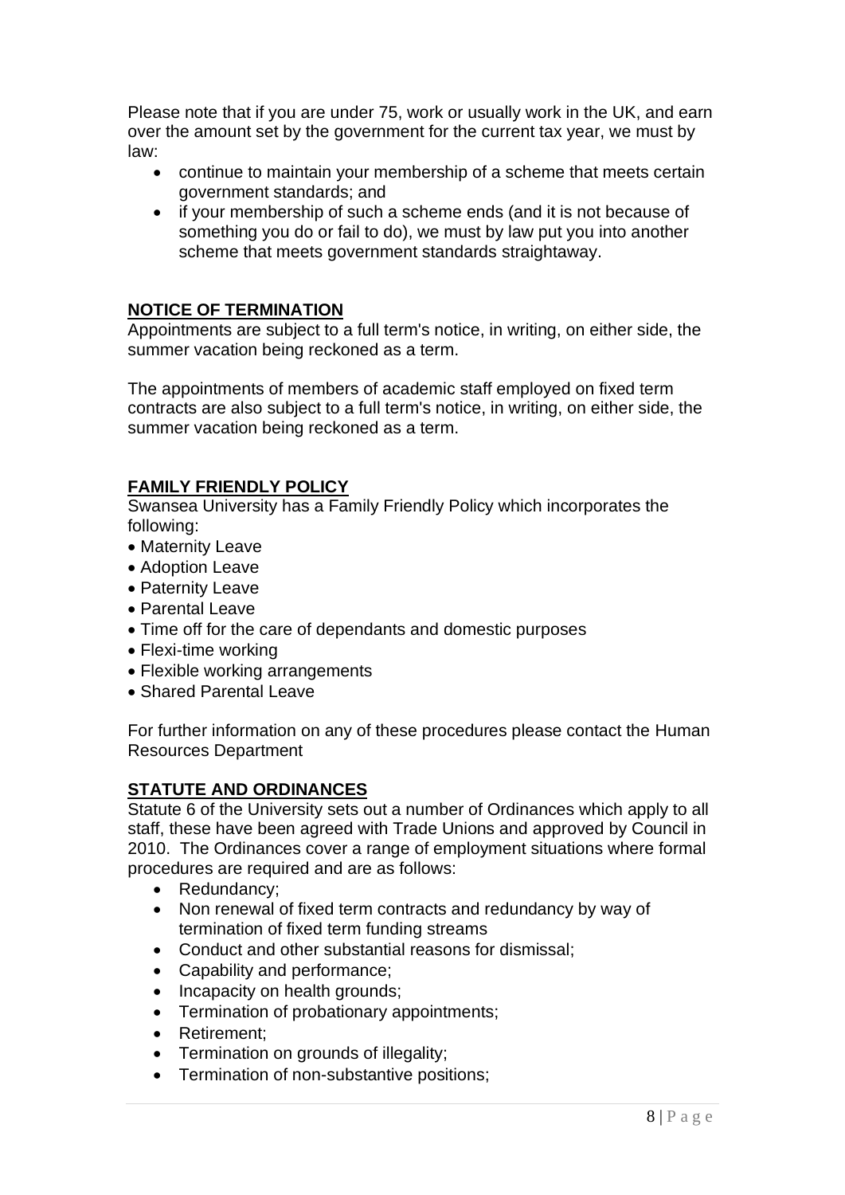Please note that if you are under 75, work or usually work in the UK, and earn over the amount set by the government for the current tax year, we must by law:

- continue to maintain your membership of a scheme that meets certain government standards; and
- if your membership of such a scheme ends (and it is not because of something you do or fail to do), we must by law put you into another scheme that meets government standards straightaway.

## NOTICE OF TERMINATION

Appointments are subject to a full term's notice, in writing, on either side, the summer vacation being reckoned as a term.

The appointments of members of academic staff employed on fixed term contracts are also subject to a full term's notice, in writing, on either side, the summer vacation being reckoned as a term.

## FAMILY FRIENDLY POLICY

Swansea University has a Family Friendly Policy which incorporates the following:

- Maternity Leave
- Adoption Leave
- Paternity Leave
- Parental Leave
- Time off for the care of dependants and domestic purposes
- Flexi-time working
- Flexible working arrangements
- Shared Parental Leave

For further information on any of these procedures please contact the Human Resources Department

## STATUTE AND ORDINANCES

Statute 6 of the University sets out a number of Ordinances which apply to all staff, these have been agreed with Trade Unions and approved by Council in 2010. The Ordinances cover a range of employment situations where formal procedures are required and are as follows:

- Redundancy;
- Non renewal of fixed term contracts and redundancy by way of termination of fixed term funding streams
- Conduct and other substantial reasons for dismissal;
- Capability and performance;
- Incapacity on health grounds;
- Termination of probationary appointments;
- Retirement;
- Termination on grounds of illegality;
- Termination of non-substantive positions;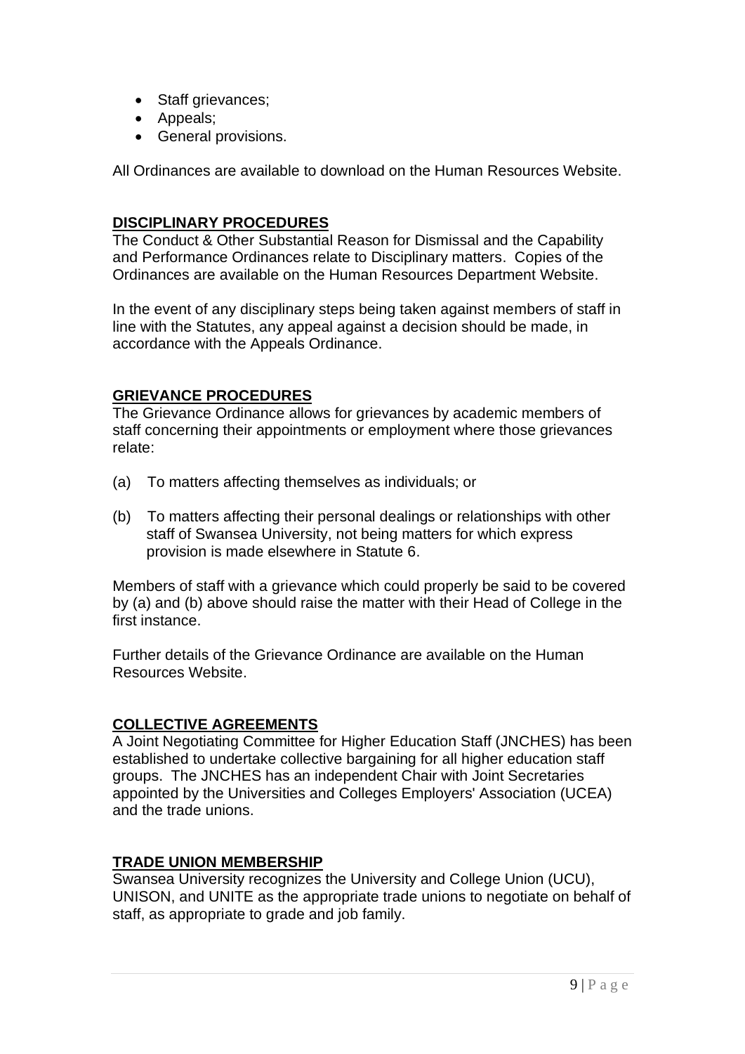- Staff grievances;
- Appeals;
- General provisions.

All Ordinances are available to download on the Human Resources Website.

## DISCIPLINARY PROCEDURES

The Conduct & Other Substantial Reason for Dismissal and the Capability and Performance Ordinances relate to Disciplinary matters. Copies of the Ordinances are available on the Human Resources Department Website.

In the event of any disciplinary steps being taken against members of staff in line with the Statutes, any appeal against a decision should be made, in accordance with the Appeals Ordinance.

## GRIEVANCE PROCEDURES

The Grievance Ordinance allows for grievances by academic members of staff concerning their appointments or employment where those grievances relate:

(a) To matters affecting themselves as individuals; or

(b) To matters affecting their personal dealings or relationships with other staff of Swansea University, not being matters for which express provision is made elsewhere in Statute 6.

Members of staff with a grievance which could properly be said to be covered by (a) and (b) above should raise the matter with their Head of College in the first instance.

Further details of the Grievance Ordinance are available on the Human Resources Website.

## COLLECTIVE AGREEMENTS

A Joint Negotiating Committee for Higher Education Staff (JNCHES) has been established to undertake collective bargaining for all higher education staff groups. The JNCHES has an independent Chair with Joint Secretaries appointed by the Universities and Colleges Employers' Association (UCEA) and the trade unions.

## TRADE UNION MEMBERSHIP

Swansea University recognizes the University and College Union (UCU), UNISON, and UNITE as the appropriate trade unions to negotiate on behalf of staff, as appropriate to grade and job family.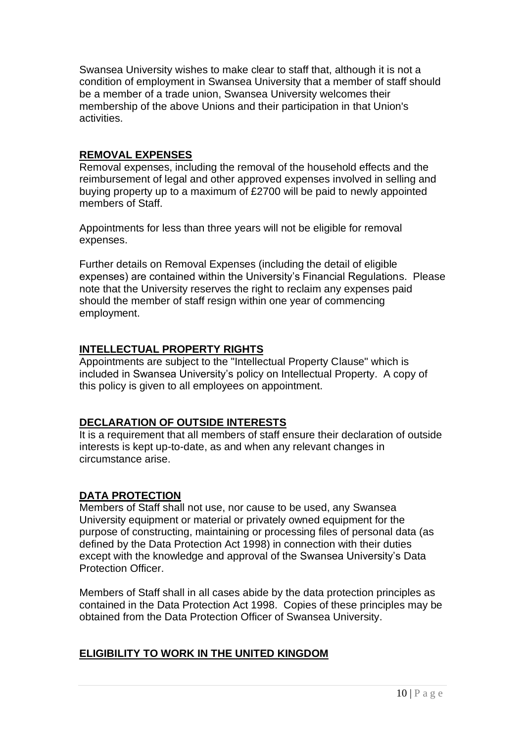Swansea University wishes to make clear to staff that, although it is not a condition of employment in Swansea University that a member of staff should be a member of a trade union, Swansea University welcomes their membership of the above Unions and their participation in that Union's activities.

## REMOVAL EXPENSES

Removal expenses, including the removal of the household effects and the reimbursement of legal and other approved expenses involved in selling and buying property up to a maximum of £2700 will be paid to newly appointed members of Staff.

Appointments for less than three years will not be eligible for removal expenses.

Further details on Removal Expenses (including the detail of eligible expenses) are contained within the University's Financial Regulations. Please note that the University reserves the right to reclaim any expenses paid should the member of staff resign within one year of commencing employment.

## INTELLECTUAL PROPERTY RIGHTS

Appointments are subject to the "Intellectual Property Clause" which is included in Swansea University's policy on Intellectual Property. A copy of this policy is given to all employees on appointment.

## DECLARATION OF OUTSIDE INTERESTS

It is a requirement that all members of staff ensure their declaration of outside interests is kept up-to-date, as and when any relevant changes in circumstance arise.

## DATA PROTECTION

Members of Staff shall not use, nor cause to be used, any Swansea University equipment or material or privately owned equipment for the purpose of constructing, maintaining or processing files of personal data (as defined by the Data Protection Act 1998) in connection with their duties except with the knowledge and approval of the Swansea University's Data Protection Officer.

Members of Staff shall in all cases abide by the data protection principles as contained in the Data Protection Act 1998. Copies of these principles may be obtained from the Data Protection Officer of Swansea University.

## ELIGIBILITY TO WORK IN THE UNITED KINGDOM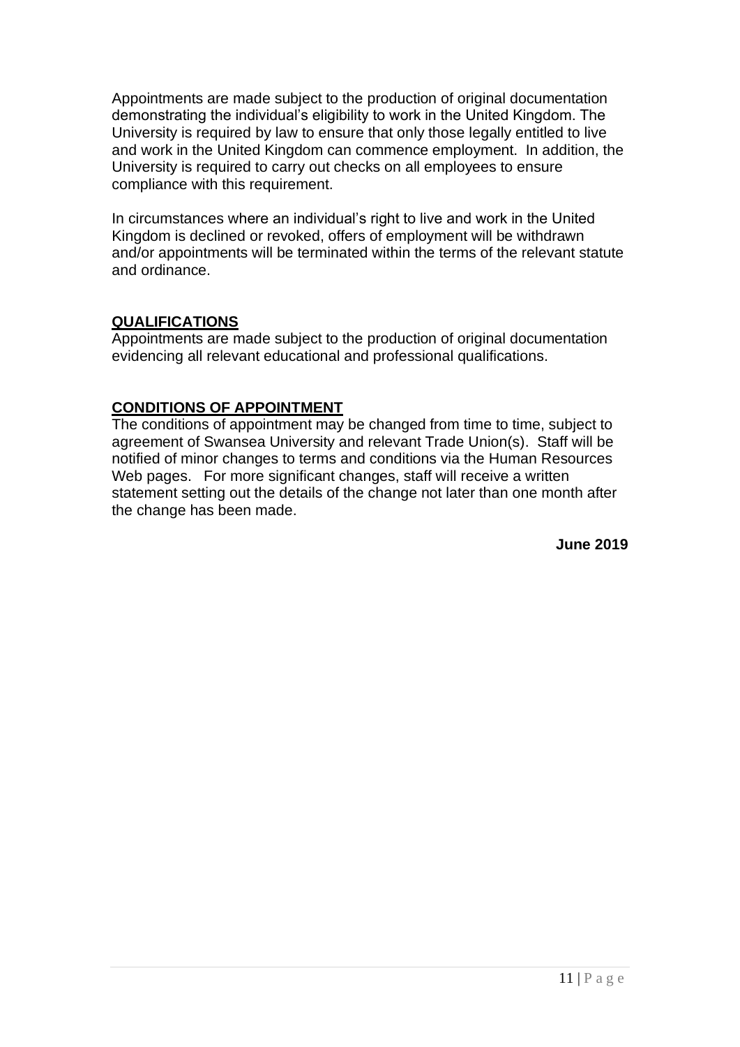Appointments are made subject to the production of original documentation demonstrating the individual's eligibility to work in the United Kingdom. The University is required by law to ensure that only those legally entitled to live and work in the United Kingdom can commence employment. In addition, the University is required to carry out checks on all employees to ensure compliance with this requirement.

In circumstances where an individual's right to live and work in the United Kingdom is declined or revoked, offers of employment will be withdrawn and/or appointments will be terminated within the terms of the relevant statute and ordinance.

## QUALIFICATIONS

Appointments are made subject to the production of original documentation evidencing all relevant educational and professional qualifications.

## CONDITIONS OF APPOINTMENT

The conditions of appointment may be changed from time to time, subject to agreement of Swansea University and relevant Trade Union(s). Staff will be notified of minor changes to terms and conditions via the Human Resources Web pages. For more significant changes, staff will receive a written statement setting out the details of the change not later than one month after the change has been made.

**June 2019**